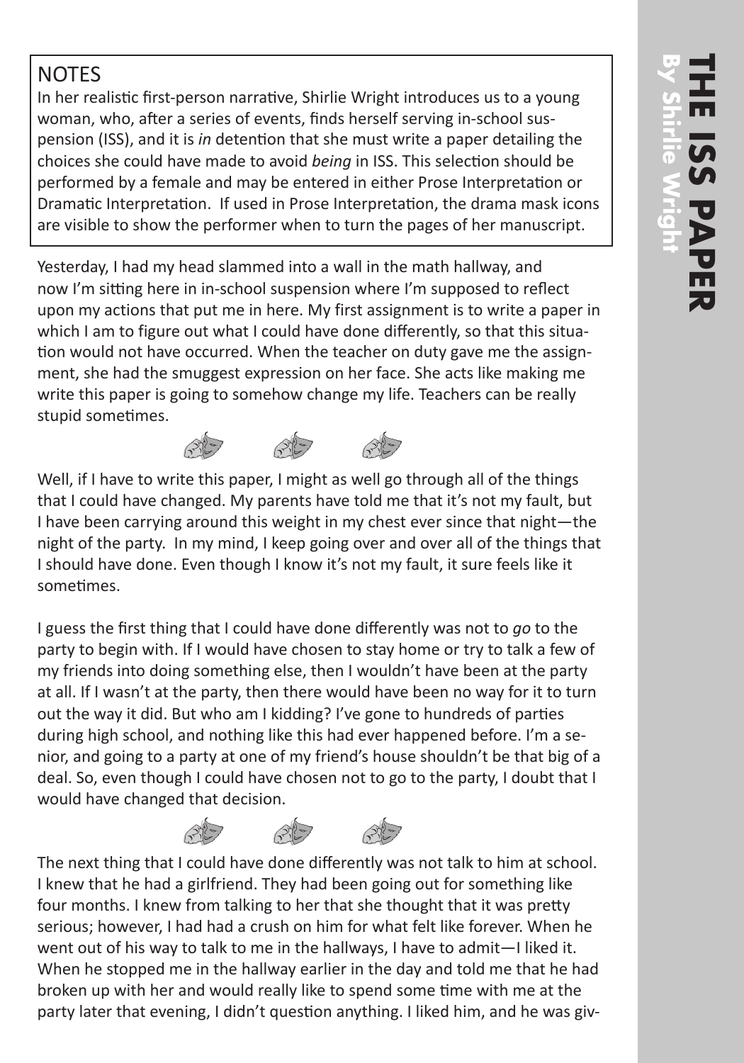# THE ISS PAPER

**By Shirlie Wright**

## NOTES

In her realistic first-person narrative, Shirlie Wright introduces us to a young woman, who, after a series of events, finds herself serving in-school suspension (ISS), and it is *in* detention that she must write a paper detailing the choices she could have made to avoid *being* in ISS. This selection should be performed by a female and may be entered in either Prose Interpretation or Dramatic Interpretation. If used in Prose Interpretation, the drama mask icons are visible to show the performer when to turn the pages of her manuscript.

Yesterday, I had my head slammed into a wall in the math hallway, and now I'm sitting here in in-school suspension where I'm supposed to reflect upon my actions that put me in here. My first assignment is to write a paper in which I am to figure out what I could have done differently, so that this situation would not have occurred. When the teacher on duty gave me the assignment, she had the smuggest expression on her face. She acts like making me write this paper is going to somehow change my life. Teachers can be really stupid sometimes.

Well, if I have to write this paper, I might as well go through all of the things that I could have changed. My parents have told me that it's not my fault, but I have been carrying around this weight in my chest ever since that night—the night of the party. In my mind, I keep going over and over all of the things that I should have done. Even though I know it's not my fault, it sure feels like it sometimes.

I guess the first thing that I could have done differently was not to *go* to the party to begin with. If I would have chosen to stay home or try to talk a few of my friends into doing something else, then I wouldn't have been at the party at all. If I wasn't at the party, then there would have been no way for it to turn out the way it did. But who am I kidding? I've gone to hundreds of parties during high school, and nothing like this had ever happened before. I'm a senior, and going to a party at one of my friend's house shouldn't be that big of a deal. So, even though I could have chosen not to go to the party, I doubt that I would have changed that decision.

The next thing that I could have done differently was not talk to him at school. I knew that he had a girlfriend. They had been going out for something like four months. I knew from talking to her that she thought that it was pretty serious; however, I had had a crush on him for what felt like forever. When he went out of his way to talk to me in the hallways, I have to admit—I liked it. When he stopped me in the hallway earlier in the day and told me that he had broken up with her and would really like to spend some time with me at the party later that evening, I didn't question anything. I liked him, and he was giv-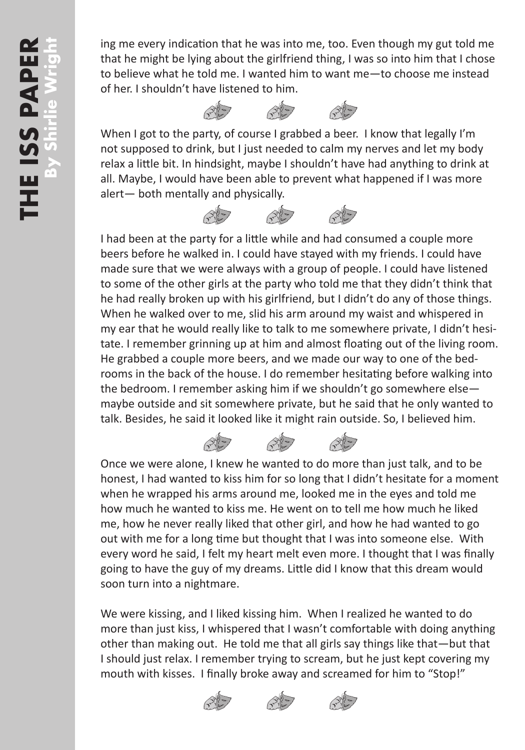ing me every indication that he was into me, too. Even though my gut told me that he might be lying about the girlfriend thing, I was so into him that I chose to believe what he told me. I wanted him to want me—to choose me instead of her. I shouldn't have listened to him.

When I got to the party, of course I grabbed a beer. I know that legally I'm not supposed to drink, but I just needed to calm my nerves and let my body relax a little bit. In hindsight, maybe I shouldn't have had anything to drink at all. Maybe, I would have been able to prevent what happened if I was more alert— both mentally and physically.

I had been at the party for a little while and had consumed a couple more beers before he walked in. I could have stayed with my friends. I could have made sure that we were always with a group of people. I could have listened to some of the other girls at the party who told me that they didn't think that he had really broken up with his girlfriend, but I didn't do any of those things. When he walked over to me, slid his arm around my waist and whispered in my ear that he would really like to talk to me somewhere private, I didn't hesitate. I remember grinning up at him and almost floating out of the living room. He grabbed a couple more beers, and we made our way to one of the bedrooms in the back of the house. I do remember hesitating before walking into the bedroom. I remember asking him if we shouldn't go somewhere else—maybe outside and sit somewhere private, but he said that he only wanted to talk. Besides, he said it looked like it might rain outside. So, I believed him.

Once we were alone, I knew he wanted to do more than just talk, and to be honest, I had wanted to kiss him for so long that I didn't hesitate for a moment when he wrapped his arms around me, looked me in the eyes and told me how much he wanted to kiss me. He went on to tell me how much he liked me, how he never really liked that other girl, and how he had wanted to go out with me for a long time but thought that I was into someone else. With every word he said, I felt my heart melt even more. I thought that I was finally going to have the guy of my dreams. Little did I know that this dream would soon turn into a nightmare.

We were kissing, and I liked kissing him. When I realized he wanted to do more than just kiss, I whispered that I wasn't comfortable with doing anything other than making out. He told me that all girls say things like that—but that I should just relax. I remember trying to scream, but he just kept covering my mouth with kisses. I finally broke away and screamed for him to "Stop!"